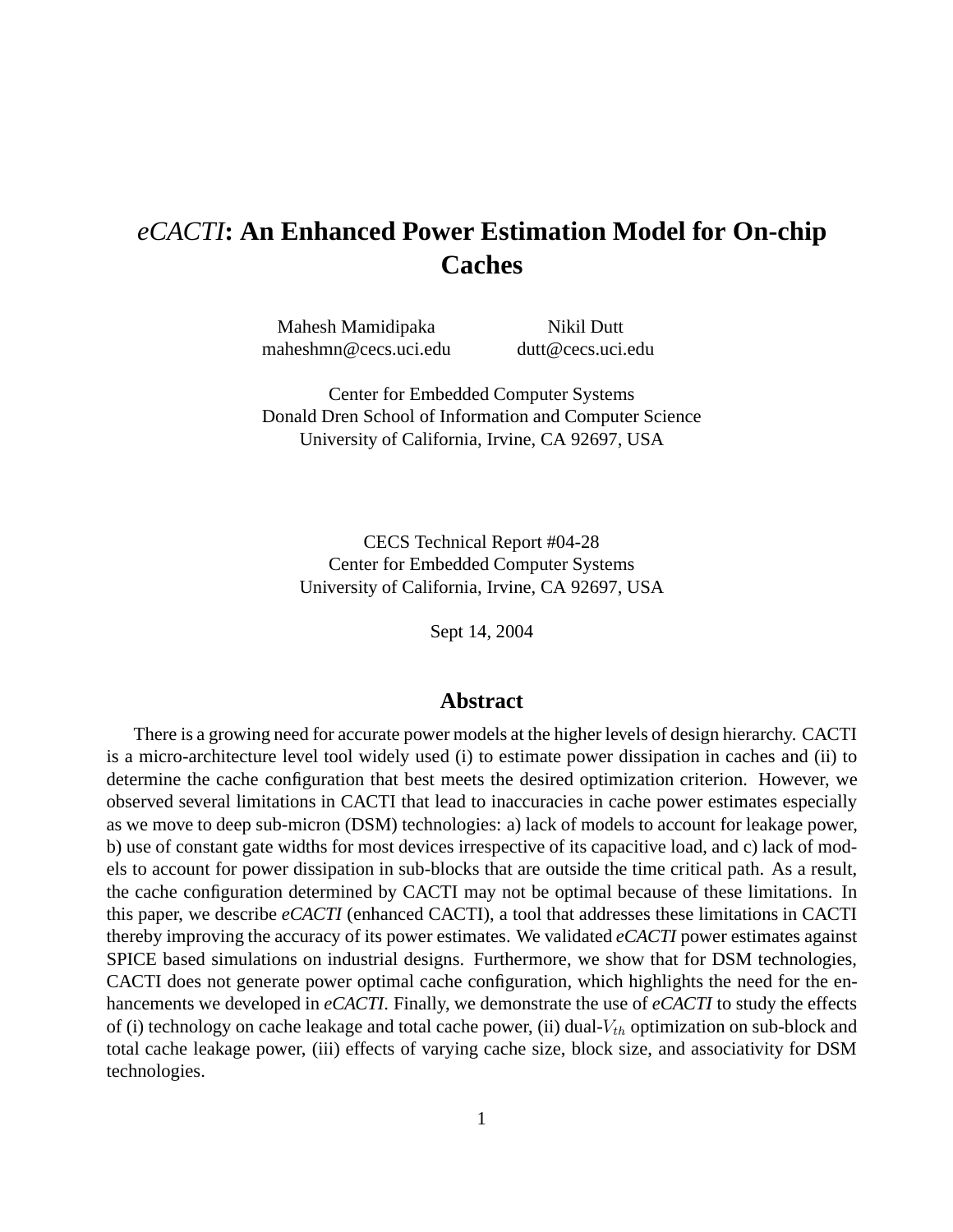# *eCACTI*: An Enhanced Power Estimation Model for On-chip Caches

Mahesh Mamidipaka
maheshmn@cecs.uci.edu

Nikil Dutt
dutt@cecs.uci.edu

Center for Embedded Computer Systems
Donald Dren School of Information and Computer Science
University of California, Irvine, CA 92697, USA

CECS Technical Report #04-28
Center for Embedded Computer Systems
University of California, Irvine, CA 92697, USA

Sept 14, 2004

## Abstract

There is a growing need for accurate power models at the higher levels of design hierarchy. CACTI is a micro-architecture level tool widely used (i) to estimate power dissipation in caches and (ii) to determine the cache configuration that best meets the desired optimization criterion. However, we observed several limitations in CACTI that lead to inaccuracies in cache power estimates especially as we move to deep sub-micron (DSM) technologies: a) lack of models to account for leakage power, b) use of constant gate widths for most devices irrespective of its capacitive load, and c) lack of models to account for power dissipation in sub-blocks that are outside the time critical path. As a result, the cache configuration determined by CACTI may not be optimal because of these limitations. In this paper, we describe *eCACTI* (enhanced CACTI), a tool that addresses these limitations in CACTI thereby improving the accuracy of its power estimates. We validated *eCACTI* power estimates against SPICE based simulations on industrial designs. Furthermore, we show that for DSM technologies, CACTI does not generate power optimal cache configuration, which highlights the need for the enhancements we developed in *eCACTI*. Finally, we demonstrate the use of *eCACTI* to study the effects of (i) technology on cache leakage and total cache power, (ii) dual-$V_{th}$ optimization on sub-block and total cache leakage power, (iii) effects of varying cache size, block size, and associativity for DSM technologies.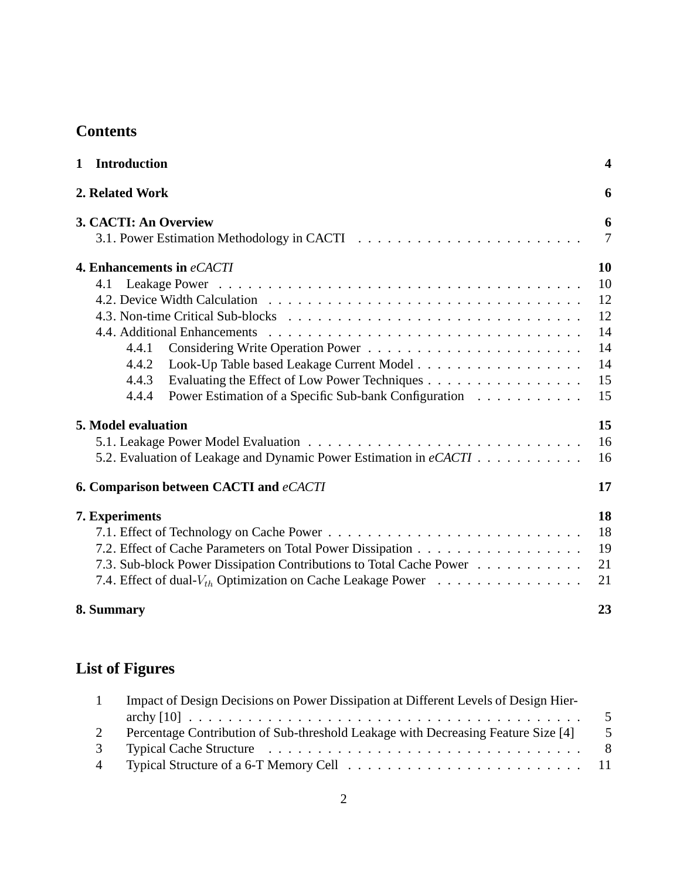## Contents

| | |
|---|---|
| **1 Introduction** | **4** |
| **2. Related Work** | **6** |
| **3. CACTI: An Overview** | **6** |
| 3.1. Power Estimation Methodology in CACTI | 7 |
| **4. Enhancements in *eCACTI*** | **10** |
| 4.1 Leakage Power | 10 |
| 4.2. Device Width Calculation | 12 |
| 4.3. Non-time Critical Sub-blocks | 12 |
| 4.4. Additional Enhancements | 14 |
| 4.4.1 Considering Write Operation Power | 14 |
| 4.4.2 Look-Up Table based Leakage Current Model | 14 |
| 4.4.3 Evaluating the Effect of Low Power Techniques | 15 |
| 4.4.4 Power Estimation of a Specific Sub-bank Configuration | 15 |
| **5. Model evaluation** | **15** |
| 5.1. Leakage Power Model Evaluation | 16 |
| 5.2. Evaluation of Leakage and Dynamic Power Estimation in *eCACTI* | 16 |
| **6. Comparison between CACTI and *eCACTI*** | **17** |
| **7. Experiments** | **18** |
| 7.1. Effect of Technology on Cache Power | 18 |
| 7.2. Effect of Cache Parameters on Total Power Dissipation | 19 |
| 7.3. Sub-block Power Dissipation Contributions to Total Cache Power | 21 |
| 7.4. Effect of dual-$V_{th}$ Optimization on Cache Leakage Power | 21 |
| **8. Summary** | **23** |

## List of Figures

| | | |
|---|---|---|
| 1 | Impact of Design Decisions on Power Dissipation at Different Levels of Design Hierarchy [10] | 5 |
| 2 | Percentage Contribution of Sub-threshold Leakage with Decreasing Feature Size [4] | 5 |
| 3 | Typical Cache Structure | 8 |
| 4 | Typical Structure of a 6-T Memory Cell | 11 |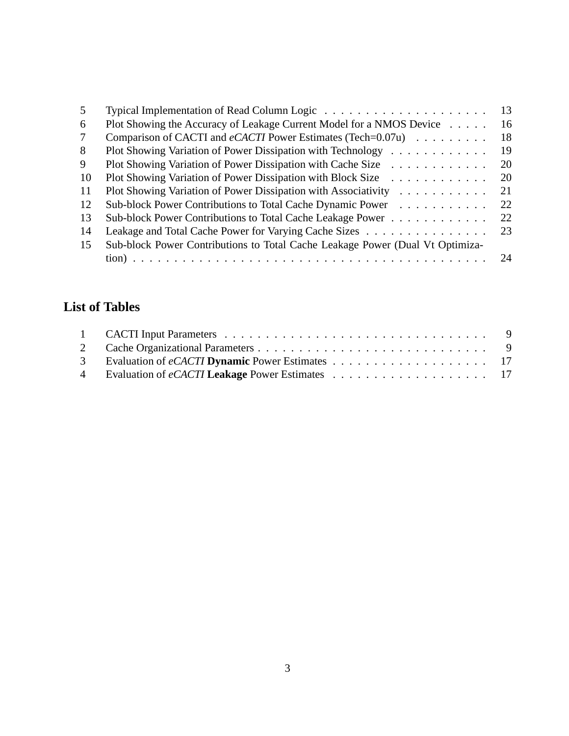| | | |
|---|---|---|
| 5 | Typical Implementation of Read Column Logic | 13 |
| 6 | Plot Showing the Accuracy of Leakage Current Model for a NMOS Device | 16 |
| 7 | Comparison of CACTI and *eCACTI* Power Estimates (Tech=0.07u) | 18 |
| 8 | Plot Showing Variation of Power Dissipation with Technology | 19 |
| 9 | Plot Showing Variation of Power Dissipation with Cache Size | 20 |
| 10 | Plot Showing Variation of Power Dissipation with Block Size | 20 |
| 11 | Plot Showing Variation of Power Dissipation with Associativity | 21 |
| 12 | Sub-block Power Contributions to Total Cache Dynamic Power | 22 |
| 13 | Sub-block Power Contributions to Total Cache Leakage Power | 22 |
| 14 | Leakage and Total Cache Power for Varying Cache Sizes | 23 |
| 15 | Sub-block Power Contributions to Total Cache Leakage Power (Dual Vt Optimization) | 24 |

## List of Tables

| | | |
|---|---|---|
| 1 | CACTI Input Parameters | 9 |
| 2 | Cache Organizational Parameters | 9 |
| 3 | Evaluation of *eCACTI* **Dynamic** Power Estimates | 17 |
| 4 | Evaluation of *eCACTI* **Leakage** Power Estimates | 17 |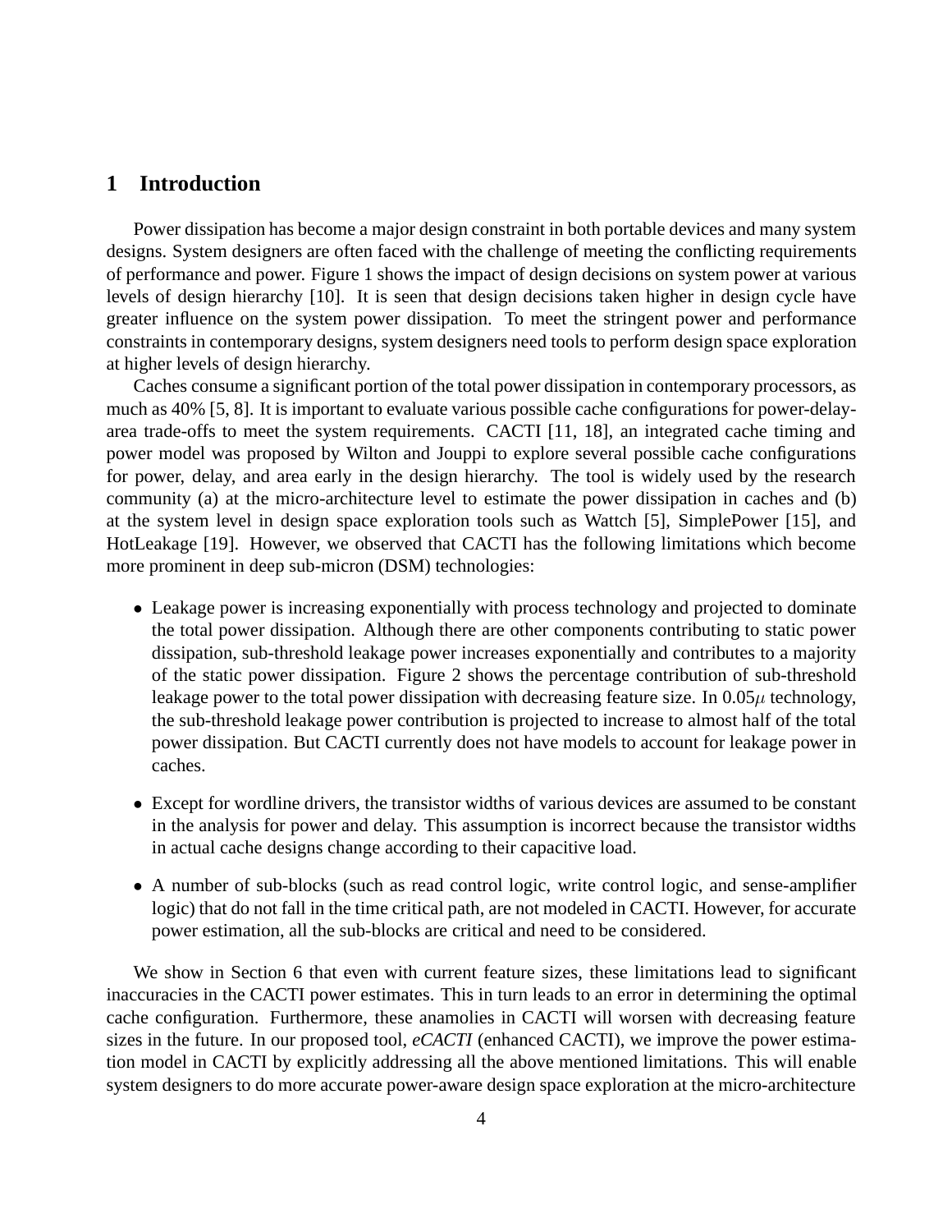# 1 Introduction

Power dissipation has become a major design constraint in both portable devices and many system designs. System designers are often faced with the challenge of meeting the conflicting requirements of performance and power. Figure 1 shows the impact of design decisions on system power at various levels of design hierarchy [10]. It is seen that design decisions taken higher in design cycle have greater influence on the system power dissipation. To meet the stringent power and performance constraints in contemporary designs, system designers need tools to perform design space exploration at higher levels of design hierarchy.

Caches consume a significant portion of the total power dissipation in contemporary processors, as much as 40% [5, 8]. It is important to evaluate various possible cache configurations for power-delay-area trade-offs to meet the system requirements. CACTI [11, 18], an integrated cache timing and power model was proposed by Wilton and Jouppi to explore several possible cache configurations for power, delay, and area early in the design hierarchy. The tool is widely used by the research community (a) at the micro-architecture level to estimate the power dissipation in caches and (b) at the system level in design space exploration tools such as Wattch [5], SimplePower [15], and HotLeakage [19]. However, we observed that CACTI has the following limitations which become more prominent in deep sub-micron (DSM) technologies:

- Leakage power is increasing exponentially with process technology and projected to dominate the total power dissipation. Although there are other components contributing to static power dissipation, sub-threshold leakage power increases exponentially and contributes to a majority of the static power dissipation. Figure 2 shows the percentage contribution of sub-threshold leakage power to the total power dissipation with decreasing feature size. In $0.05\mu$ technology, the sub-threshold leakage power contribution is projected to increase to almost half of the total power dissipation. But CACTI currently does not have models to account for leakage power in caches.
- Except for wordline drivers, the transistor widths of various devices are assumed to be constant in the analysis for power and delay. This assumption is incorrect because the transistor widths in actual cache designs change according to their capacitive load.
- A number of sub-blocks (such as read control logic, write control logic, and sense-amplifier logic) that do not fall in the time critical path, are not modeled in CACTI. However, for accurate power estimation, all the sub-blocks are critical and need to be considered.

We show in Section 6 that even with current feature sizes, these limitations lead to significant inaccuracies in the CACTI power estimates. This in turn leads to an error in determining the optimal cache configuration. Furthermore, these anamolies in CACTI will worsen with decreasing feature sizes in the future. In our proposed tool, *eCACTI* (enhanced CACTI), we improve the power estimation model in CACTI by explicitly addressing all the above mentioned limitations. This will enable system designers to do more accurate power-aware design space exploration at the micro-architecture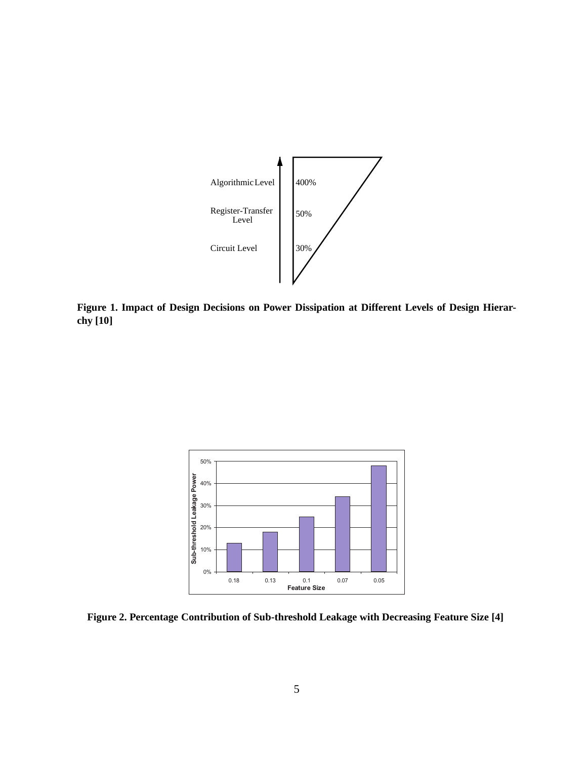**Figure 1. Impact of Design Decisions on Power Dissipation at Different Levels of Design Hierarchy [10]**

**Figure 2. Percentage Contribution of Sub-threshold Leakage with Decreasing Feature Size [4]**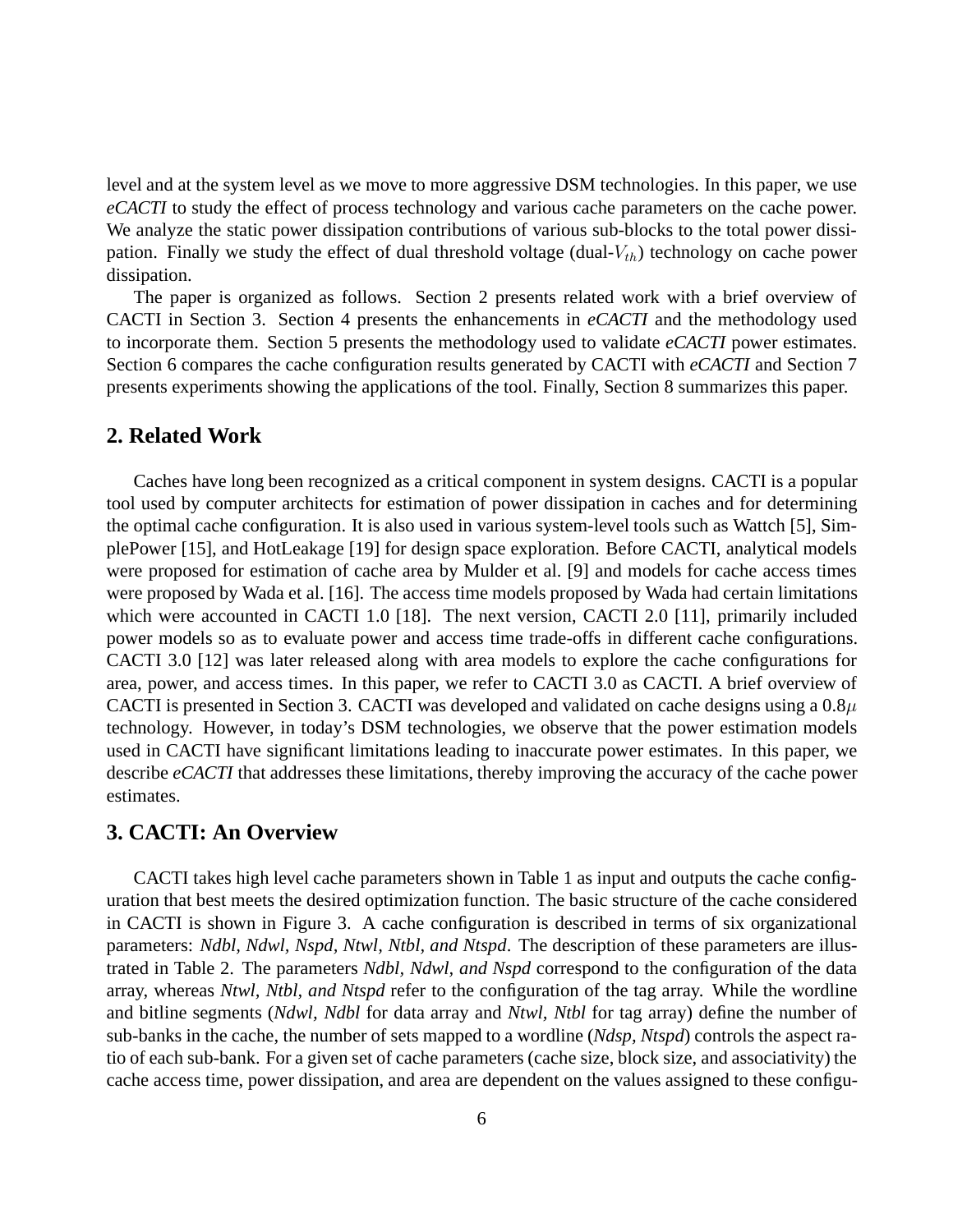level and at the system level as we move to more aggressive DSM technologies. In this paper, we use *eCACTI* to study the effect of process technology and various cache parameters on the cache power. We analyze the static power dissipation contributions of various sub-blocks to the total power dissipation. Finally we study the effect of dual threshold voltage (dual-$V_{th}$) technology on cache power dissipation.

The paper is organized as follows. Section 2 presents related work with a brief overview of CACTI in Section 3. Section 4 presents the enhancements in *eCACTI* and the methodology used to incorporate them. Section 5 presents the methodology used to validate *eCACTI* power estimates. Section 6 compares the cache configuration results generated by CACTI with *eCACTI* and Section 7 presents experiments showing the applications of the tool. Finally, Section 8 summarizes this paper.

## 2. Related Work

Caches have long been recognized as a critical component in system designs. CACTI is a popular tool used by computer architects for estimation of power dissipation in caches and for determining the optimal cache configuration. It is also used in various system-level tools such as Wattch [5], SimplePower [15], and HotLeakage [19] for design space exploration. Before CACTI, analytical models were proposed for estimation of cache area by Mulder et al. [9] and models for cache access times were proposed by Wada et al. [16]. The access time models proposed by Wada had certain limitations which were accounted in CACTI 1.0 [18]. The next version, CACTI 2.0 [11], primarily included power models so as to evaluate power and access time trade-offs in different cache configurations. CACTI 3.0 [12] was later released along with area models to explore the cache configurations for area, power, and access times. In this paper, we refer to CACTI 3.0 as CACTI. A brief overview of CACTI is presented in Section 3. CACTI was developed and validated on cache designs using a $0.8\mu$ technology. However, in today's DSM technologies, we observe that the power estimation models used in CACTI have significant limitations leading to inaccurate power estimates. In this paper, we describe *eCACTI* that addresses these limitations, thereby improving the accuracy of the cache power estimates.

## 3. CACTI: An Overview

CACTI takes high level cache parameters shown in Table 1 as input and outputs the cache configuration that best meets the desired optimization function. The basic structure of the cache considered in CACTI is shown in Figure 3. A cache configuration is described in terms of six organizational parameters: *Ndbl, Ndwl, Nspd, Ntwl, Ntbl, and Ntspd*. The description of these parameters are illustrated in Table 2. The parameters *Ndbl, Ndwl, and Nspd* correspond to the configuration of the data array, whereas *Ntwl, Ntbl, and Ntspd* refer to the configuration of the tag array. While the wordline and bitline segments (*Ndwl, Ndbl* for data array and *Ntwl, Ntbl* for tag array) define the number of sub-banks in the cache, the number of sets mapped to a wordline (*Ndsp, Ntspd*) controls the aspect ratio of each sub-bank. For a given set of cache parameters (cache size, block size, and associativity) the cache access time, power dissipation, and area are dependent on the values assigned to these configu-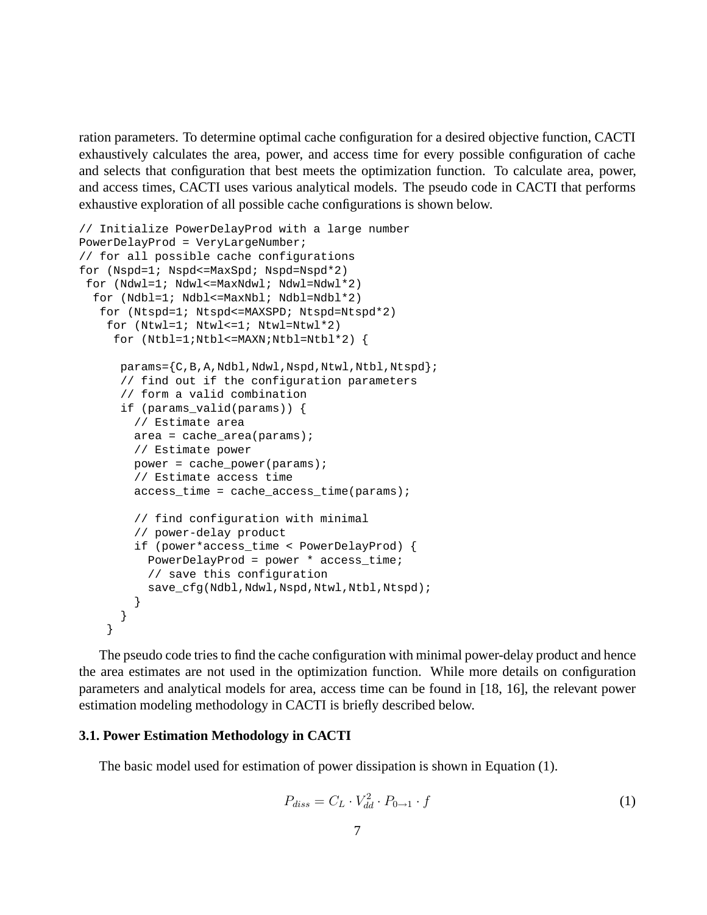ration parameters. To determine optimal cache configuration for a desired objective function, CACTI exhaustively calculates the area, power, and access time for every possible configuration of cache and selects that configuration that best meets the optimization function. To calculate area, power, and access times, CACTI uses various analytical models. The pseudo code in CACTI that performs exhaustive exploration of all possible cache configurations is shown below.

```
// Initialize PowerDelayProd with a large number
PowerDelayProd = VeryLargeNumber;
// for all possible cache configurations
for (Nspd=1; Nspd<=MaxSpd; Nspd=Nspd*2)
 for (Ndwl=1; Ndwl<=MaxNdwl; Ndwl=Ndwl*2)
  for (Ndbl=1; Ndbl<=MaxNbl; Ndbl=Ndbl*2)
   for (Ntspd=1; Ntspd<=MAXSPD; Ntspd=Ntspd*2)
    for (Ntwl=1; Ntwl<=1; Ntwl=Ntwl*2)
     for (Ntbl=1;Ntbl<=MAXN;Ntbl=Ntbl*2) {

      params={C,B,A,Ndbl,Ndwl,Nspd,Ntwl,Ntbl,Ntspd};
      // find out if the configuration parameters
      // form a valid combination
      if (params_valid(params)) {
        // Estimate area
        area = cache_area(params);
        // Estimate power
        power = cache_power(params);
        // Estimate access time
        access_time = cache_access_time(params);

        // find configuration with minimal
        // power-delay product
        if (power*access_time < PowerDelayProd) {
          PowerDelayProd = power * access_time;
          // save this configuration
          save_cfg(Ndbl,Ndwl,Nspd,Ntwl,Ntbl,Ntspd);
        }
      }
    }
```

The pseudo code tries to find the cache configuration with minimal power-delay product and hence the area estimates are not used in the optimization function. While more details on configuration parameters and analytical models for area, access time can be found in [18, 16], the relevant power estimation modeling methodology in CACTI is briefly described below.

### 3.1. Power Estimation Methodology in CACTI

The basic model used for estimation of power dissipation is shown in Equation (1).

$$P_{diss} = C_L \cdot V_{dd}^2 \cdot P_{0 \to 1} \cdot f \tag{1}$$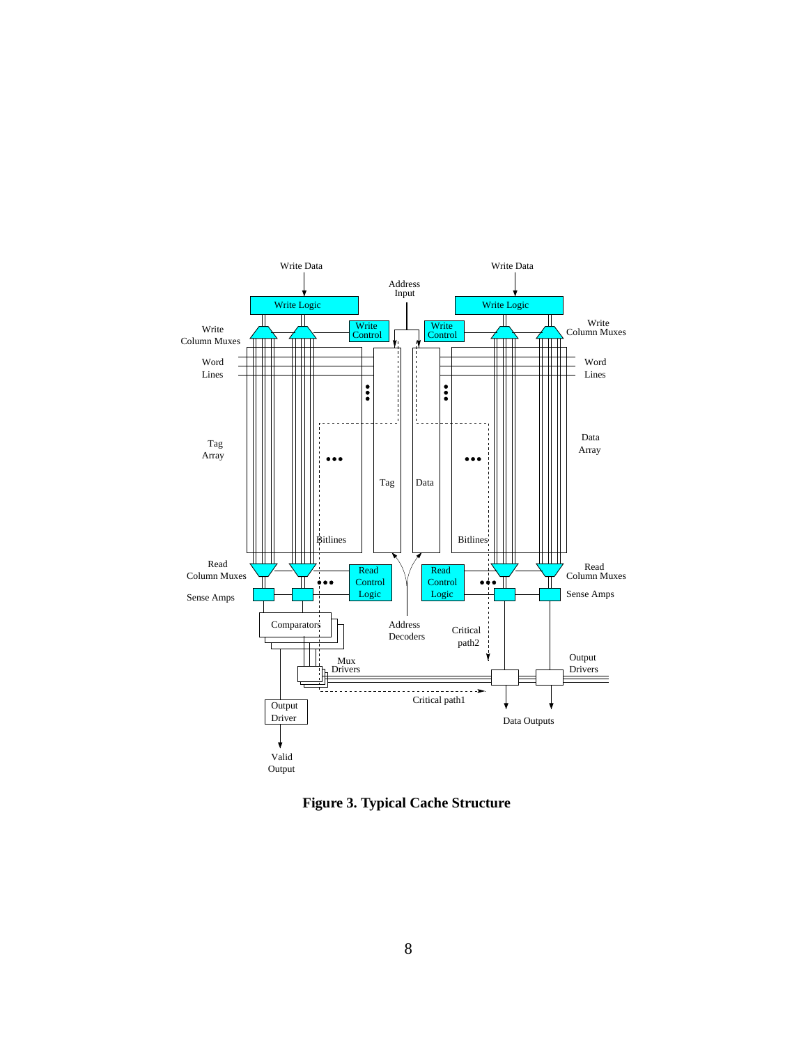**Figure 3. Typical Cache Structure**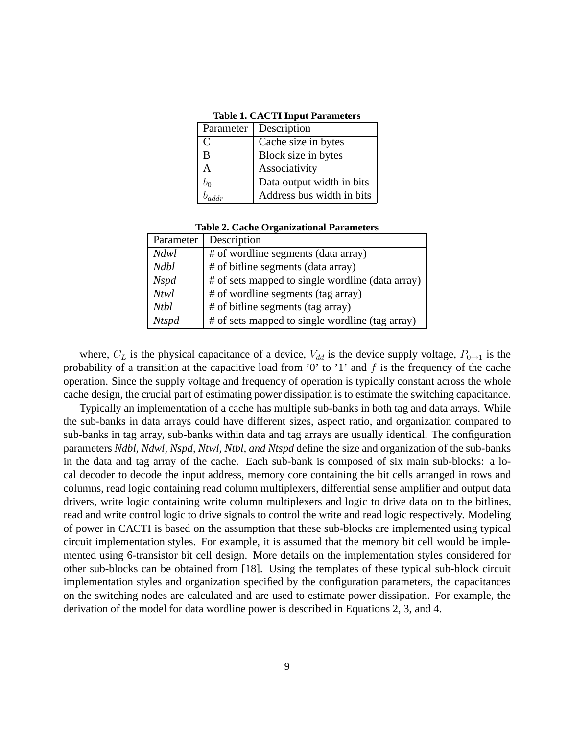**Table 1. CACTI Input Parameters**

| Parameter | Description |
|---|---|
| C | Cache size in bytes |
| B | Block size in bytes |
| A | Associativity |
| $b_0$ | Data output width in bits |
| $b_{addr}$ | Address bus width in bits |

**Table 2. Cache Organizational Parameters**

| Parameter | Description |
|---|---|
| *Ndwl* | # of wordline segments (data array) |
| *Ndbl* | # of bitline segments (data array) |
| *Nspd* | # of sets mapped to single wordline (data array) |
| *Ntwl* | # of wordline segments (tag array) |
| *Ntbl* | # of bitline segments (tag array) |
| *Ntspd* | # of sets mapped to single wordline (tag array) |

where, $C_L$ is the physical capacitance of a device, $V_{dd}$ is the device supply voltage, $P_{0 \to 1}$ is the probability of a transition at the capacitive load from '0' to '1' and $f$ is the frequency of the cache operation. Since the supply voltage and frequency of operation is typically constant across the whole cache design, the crucial part of estimating power dissipation is to estimate the switching capacitance.

Typically an implementation of a cache has multiple sub-banks in both tag and data arrays. While the sub-banks in data arrays could have different sizes, aspect ratio, and organization compared to sub-banks in tag array, sub-banks within data and tag arrays are usually identical. The configuration parameters *Ndbl, Ndwl, Nspd, Ntwl, Ntbl, and Ntspd* define the size and organization of the sub-banks in the data and tag array of the cache. Each sub-bank is composed of six main sub-blocks: a local decoder to decode the input address, memory core containing the bit cells arranged in rows and columns, read logic containing read column multiplexers, differential sense amplifier and output data drivers, write logic containing write column multiplexers and logic to drive data on to the bitlines, read and write control logic to drive signals to control the write and read logic respectively. Modeling of power in CACTI is based on the assumption that these sub-blocks are implemented using typical circuit implementation styles. For example, it is assumed that the memory bit cell would be implemented using 6-transistor bit cell design. More details on the implementation styles considered for other sub-blocks can be obtained from [18]. Using the templates of these typical sub-block circuit implementation styles and organization specified by the configuration parameters, the capacitances on the switching nodes are calculated and are used to estimate power dissipation. For example, the derivation of the model for data wordline power is described in Equations 2, 3, and 4.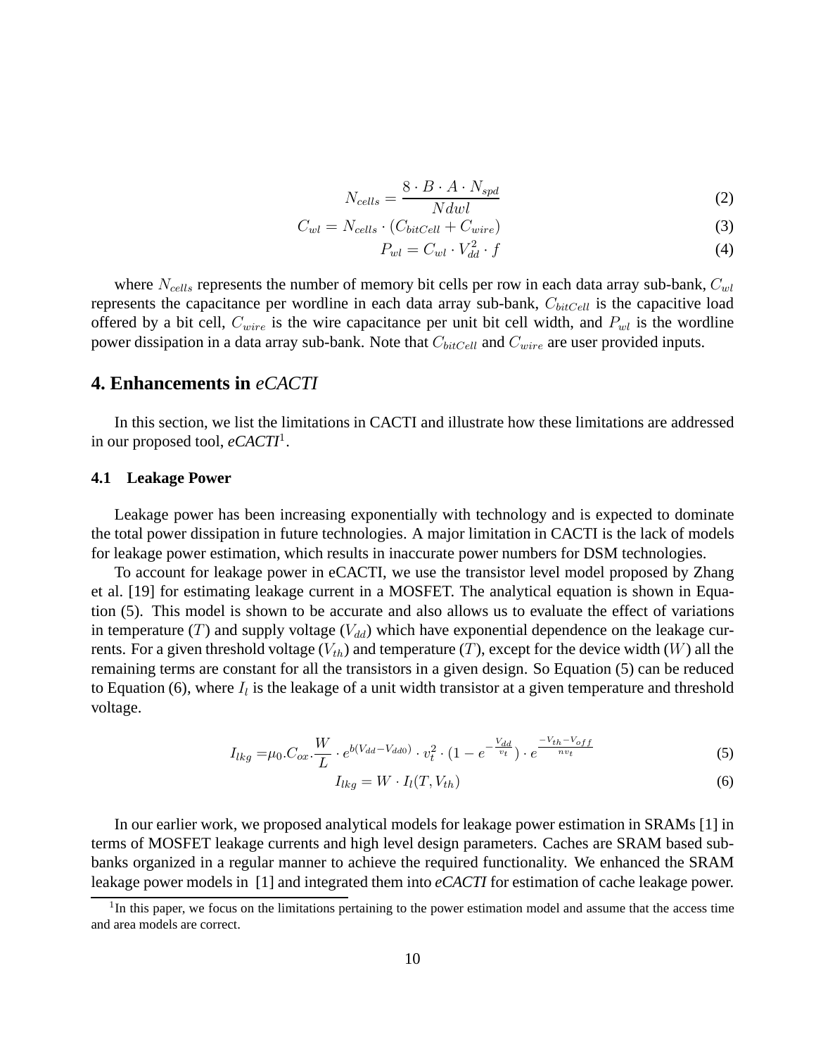$$N_{cells} = \frac{8 \cdot B \cdot A \cdot N_{spd}}{Ndwl} \tag{2}$$

$$C_{wl} = N_{cells} \cdot (C_{bitCell} + C_{wire}) \tag{3}$$

$$P_{wl} = C_{wl} \cdot V_{dd}^2 \cdot f \tag{4}$$

where $N_{cells}$ represents the number of memory bit cells per row in each data array sub-bank, $C_{wl}$ represents the capacitance per wordline in each data array sub-bank, $C_{bitCell}$ is the capacitive load offered by a bit cell, $C_{wire}$ is the wire capacitance per unit bit cell width, and $P_{wl}$ is the wordline power dissipation in a data array sub-bank. Note that $C_{bitCell}$ and $C_{wire}$ are user provided inputs.

## 4. Enhancements in *eCACTI*

In this section, we list the limitations in CACTI and illustrate how these limitations are addressed in our proposed tool, ***eCACTI***[1].

### 4.1 Leakage Power

Leakage power has been increasing exponentially with technology and is expected to dominate the total power dissipation in future technologies. A major limitation in CACTI is the lack of models for leakage power estimation, which results in inaccurate power numbers for DSM technologies.

To account for leakage power in eCACTI, we use the transistor level model proposed by Zhang et al. [19] for estimating leakage current in a MOSFET. The analytical equation is shown in Equation (5). This model is shown to be accurate and also allows us to evaluate the effect of variations in temperature ($T$) and supply voltage ($V_{dd}$) which have exponential dependence on the leakage currents. For a given threshold voltage ($V_{th}$) and temperature ($T$), except for the device width ($W$) all the remaining terms are constant for all the transistors in a given design. So Equation (5) can be reduced to Equation (6), where $I_l$ is the leakage of a unit width transistor at a given temperature and threshold voltage.

$$I_{lkg} = \mu_0 . C_{ox} . \frac{W}{L} \cdot e^{b(V_{dd} - V_{dd0})} \cdot v_t^2 \cdot (1 - e^{-\frac{V_{dd}}{v_t}}) \cdot e^{\frac{-V_{th} - V_{off}}{n v_t}} \tag{5}$$

$$I_{lkg} = W \cdot I_l(T, V_{th}) \tag{6}$$

In our earlier work, we proposed analytical models for leakage power estimation in SRAMs [1] in terms of MOSFET leakage currents and high level design parameters. Caches are SRAM based sub-banks organized in a regular manner to achieve the required functionality. We enhanced the SRAM leakage power models in [1] and integrated them into *eCACTI* for estimation of cache leakage power.

[1] In this paper, we focus on the limitations pertaining to the power estimation model and assume that the access time and area models are correct.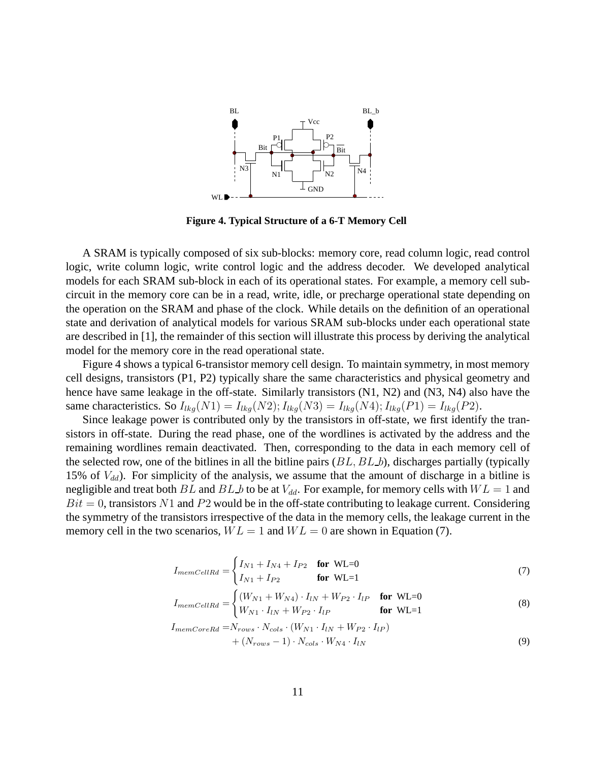BL BL_b Vcc P1 P2 Bit $\overline{\text{Bit}}$ N3 N1 N2 N4 GND WL

**Figure 4. Typical Structure of a 6-T Memory Cell**

A SRAM is typically composed of six sub-blocks: memory core, read column logic, read control logic, write column logic, write control logic and the address decoder. We developed analytical models for each SRAM sub-block in each of its operational states. For example, a memory cell sub-circuit in the memory core can be in a read, write, idle, or precharge operational state depending on the operation on the SRAM and phase of the clock. While details on the definition of an operational state and derivation of analytical models for various SRAM sub-blocks under each operational state are described in [1], the remainder of this section will illustrate this process by deriving the analytical model for the memory core in the read operational state.

Figure 4 shows a typical 6-transistor memory cell design. To maintain symmetry, in most memory cell designs, transistors (P1, P2) typically share the same characteristics and physical geometry and hence have same leakage in the off-state. Similarly transistors (N1, N2) and (N3, N4) also have the same characteristics. So $I_{lkg}(N1) = I_{lkg}(N2); I_{lkg}(N3) = I_{lkg}(N4); I_{lkg}(P1) = I_{lkg}(P2)$.

Since leakage power is contributed only by the transistors in off-state, we first identify the transistors in off-state. During the read phase, one of the wordlines is activated by the address and the remaining wordlines remain deactivated. Then, corresponding to the data in each memory cell of the selected row, one of the bitlines in all the bitline pairs ($BL, BL\_b$), discharges partially (typically 15% of $V_{dd}$). For simplicity of the analysis, we assume that the amount of discharge in a bitline is negligible and treat both $BL$ and $BL\_b$ to be at $V_{dd}$. For example, for memory cells with $WL = 1$ and $Bit = 0$, transistors $N1$ and $P2$ would be in the off-state contributing to leakage current. Considering the symmetry of the transistors irrespective of the data in the memory cells, the leakage current in the memory cell in the two scenarios, $WL = 1$ and $WL = 0$ are shown in Equation (7).

$$I_{memCellRd} = \begin{cases} I_{N1} + I_{N4} + I_{P2} & \textbf{for } \text{WL=0} \\ I_{N1} + I_{P2} & \textbf{for } \text{WL=1} \end{cases} \tag{7}$$

$$I_{memCellRd} = \begin{cases} (W_{N1} + W_{N4}) \cdot I_{lN} + W_{P2} \cdot I_{lP} & \textbf{for } \text{WL=0} \\ W_{N1} \cdot I_{lN} + W_{P2} \cdot I_{lP} & \textbf{for } \text{WL=1} \end{cases} \tag{8}$$

$$\begin{aligned} I_{memCoreRd} =& N_{rows} \cdot N_{cols} \cdot (W_{N1} \cdot I_{lN} + W_{P2} \cdot I_{lP}) \\ &+ (N_{rows} - 1) \cdot N_{cols} \cdot W_{N4} \cdot I_{lN} \end{aligned} \tag{9}$$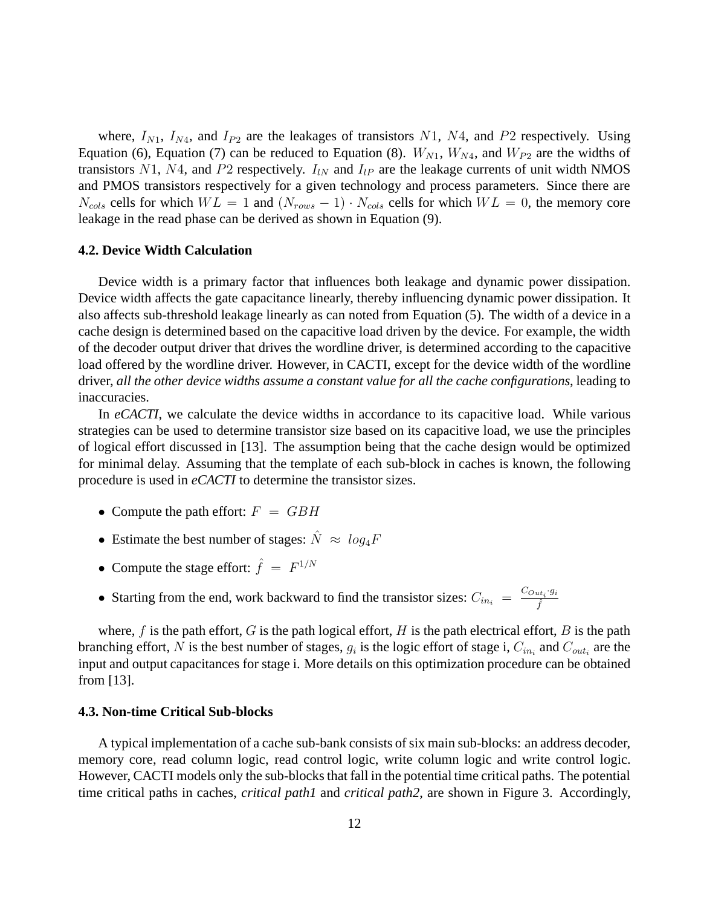where, $I_{N1}$, $I_{N4}$, and $I_{P2}$ are the leakages of transistors $N1$, $N4$, and $P2$ respectively. Using Equation (6), Equation (7) can be reduced to Equation (8). $W_{N1}$, $W_{N4}$, and $W_{P2}$ are the widths of transistors $N1$, $N4$, and $P2$ respectively. $I_{lN}$ and $I_{lP}$ are the leakage currents of unit width NMOS and PMOS transistors respectively for a given technology and process parameters. Since there are $N_{cols}$ cells for which $WL = 1$ and $(N_{rows} - 1) \cdot N_{cols}$ cells for which $WL = 0$, the memory core leakage in the read phase can be derived as shown in Equation (9).

### 4.2. Device Width Calculation

Device width is a primary factor that influences both leakage and dynamic power dissipation. Device width affects the gate capacitance linearly, thereby influencing dynamic power dissipation. It also affects sub-threshold leakage linearly as can noted from Equation (5). The width of a device in a cache design is determined based on the capacitive load driven by the device. For example, the width of the decoder output driver that drives the wordline driver, is determined according to the capacitive load offered by the wordline driver. However, in CACTI, except for the device width of the wordline driver, *all the other device widths assume a constant value for all the cache configurations*, leading to inaccuracies.

In *eCACTI*, we calculate the device widths in accordance to its capacitive load. While various strategies can be used to determine transistor size based on its capacitive load, we use the principles of logical effort discussed in [13]. The assumption being that the cache design would be optimized for minimal delay. Assuming that the template of each sub-block in caches is known, the following procedure is used in *eCACTI* to determine the transistor sizes.

- Compute the path effort: $F = GBH$
- Estimate the best number of stages: $\hat{N} \approx log_4 F$
- Compute the stage effort: $\hat{f} = F^{1/N}$
- Starting from the end, work backward to find the transistor sizes: $C_{in_i} = \frac{C_{Out_i} \cdot g_i}{\hat{f}}$

where, $f$ is the path effort, $G$ is the path logical effort, $H$ is the path electrical effort, $B$ is the path branching effort, $N$ is the best number of stages, $g_i$ is the logic effort of stage i, $C_{in_i}$ and $C_{out_i}$ are the input and output capacitances for stage i. More details on this optimization procedure can be obtained from [13].

### 4.3. Non-time Critical Sub-blocks

A typical implementation of a cache sub-bank consists of six main sub-blocks: an address decoder, memory core, read column logic, read control logic, write column logic and write control logic. However, CACTI models only the sub-blocks that fall in the potential time critical paths. The potential time critical paths in caches, *critical path1* and *critical path2*, are shown in Figure 3. Accordingly,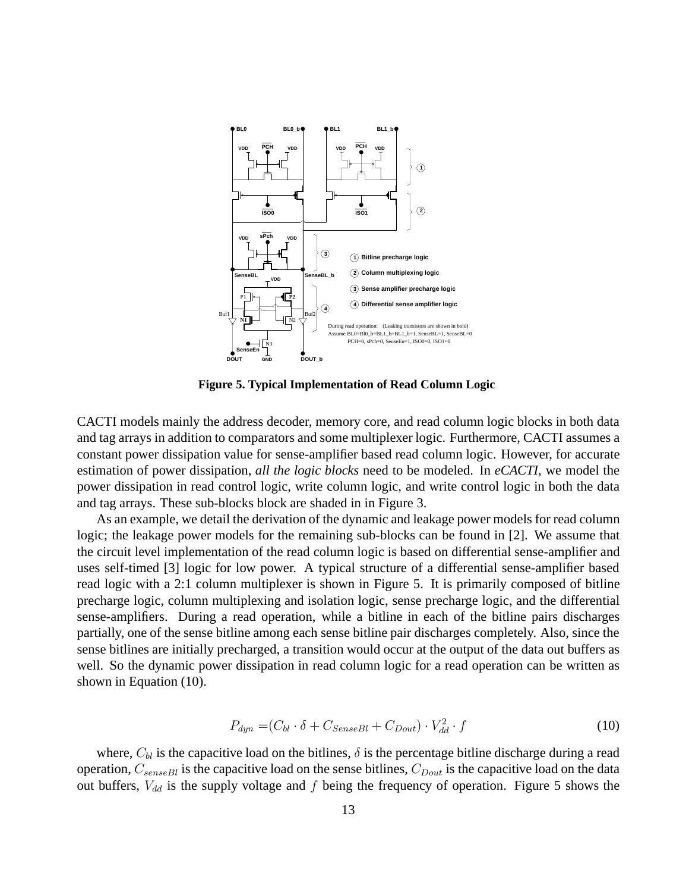**Figure 5. Typical Implementation of Read Column Logic**

CACTI models mainly the address decoder, memory core, and read column logic blocks in both data and tag arrays in addition to comparators and some multiplexer logic. Furthermore, CACTI assumes a constant power dissipation value for sense-amplifier based read column logic. However, for accurate estimation of power dissipation, *all the logic blocks* need to be modeled. In *eCACTI*, we model the power dissipation in read control logic, write column logic, and write control logic in both the data and tag arrays. These sub-blocks block are shaded in in Figure 3.

As an example, we detail the derivation of the dynamic and leakage power models for read column logic; the leakage power models for the remaining sub-blocks can be found in [2]. We assume that the circuit level implementation of the read column logic is based on differential sense-amplifier and uses self-timed [3] logic for low power. A typical structure of a differential sense-amplifier based read logic with a 2:1 column multiplexer is shown in Figure 5. It is primarily composed of bitline precharge logic, column multiplexing and isolation logic, sense precharge logic, and the differential sense-amplifiers. During a read operation, while a bitline in each of the bitline pairs discharges partially, one of the sense bitline among each sense bitline pair discharges completely. Also, since the sense bitlines are initially precharged, a transition would occur at the output of the data out buffers as well. So the dynamic power dissipation in read column logic for a read operation can be written as shown in Equation (10).

$$P_{dyn} = (C_{bl} \cdot \delta + C_{SenseBl} + C_{Dout}) \cdot V_{dd}^2 \cdot f \quad (10)$$

where, $C_{bl}$ is the capacitive load on the bitlines, $\delta$ is the percentage bitline discharge during a read operation, $C_{senseBl}$ is the capacitive load on the sense bitlines, $C_{Dout}$ is the capacitive load on the data out buffers, $V_{dd}$ is the supply voltage and $f$ being the frequency of operation. Figure 5 shows the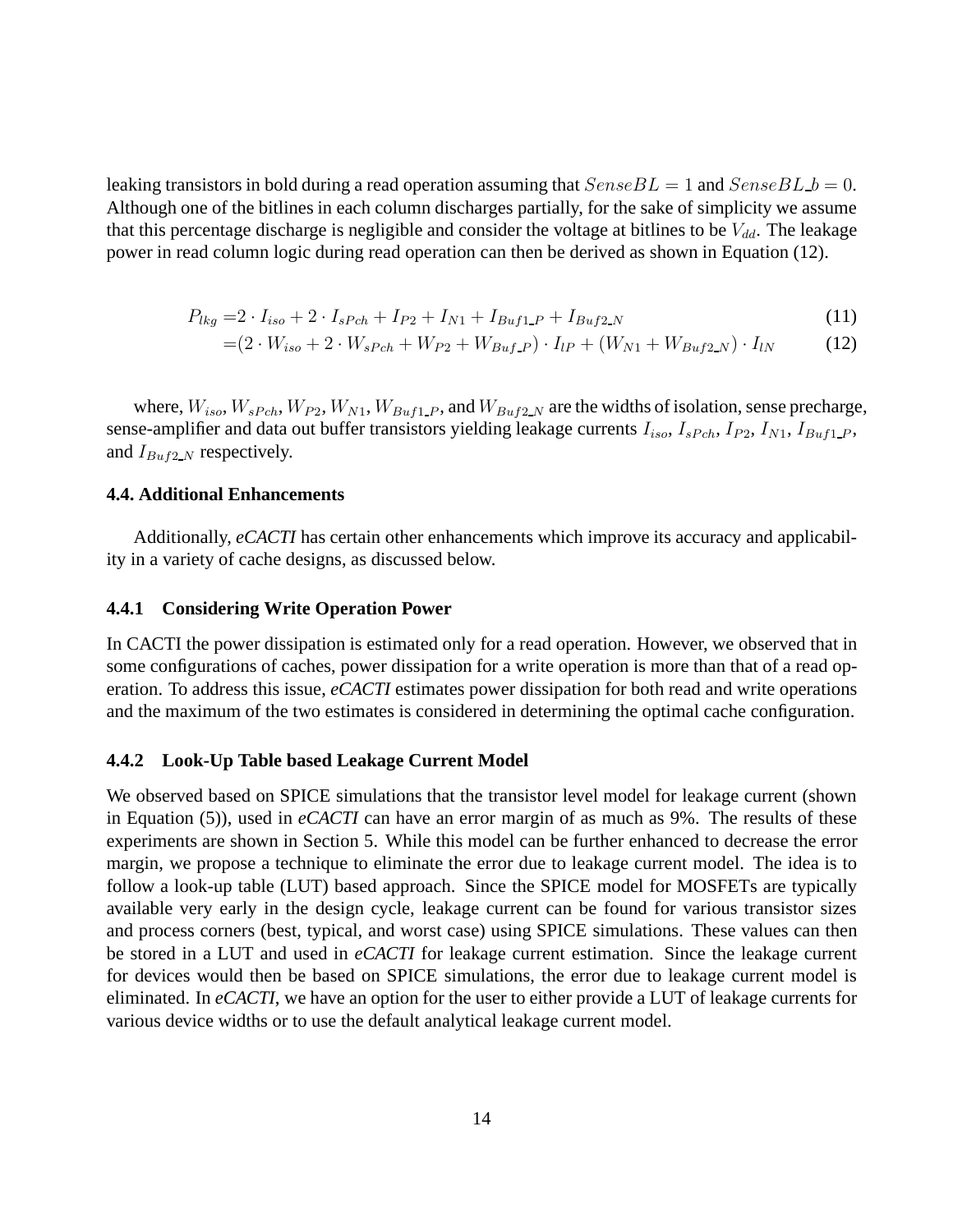leaking transistors in bold during a read operation assuming that $SenseBL = 1$ and $SenseBL\_b = 0$. Although one of the bitlines in each column discharges partially, for the sake of simplicity we assume that this percentage discharge is negligible and consider the voltage at bitlines to be $V_{dd}$. The leakage power in read column logic during read operation can then be derived as shown in Equation (12).

$$
\begin{aligned}
P_{lkg} &= 2 \cdot I_{iso} + 2 \cdot I_{sPch} + I_{P2} + I_{N1} + I_{Buf1\_P} + I_{Buf2\_N} && (11) \\
&= (2 \cdot W_{iso} + 2 \cdot W_{sPch} + W_{P2} + W_{Buf\_P}) \cdot I_{lP} + (W_{N1} + W_{Buf2\_N}) \cdot I_{lN} && (12)
\end{aligned}
$$

where, $W_{iso}$, $W_{sPch}$, $W_{P2}$, $W_{N1}$, $W_{Buf1\_P}$, and $W_{Buf2\_N}$ are the widths of isolation, sense precharge, sense-amplifier and data out buffer transistors yielding leakage currents $I_{iso}$, $I_{sPch}$, $I_{P2}$, $I_{N1}$, $I_{Buf1\_P}$, and $I_{Buf2\_N}$ respectively.

### 4.4. Additional Enhancements

Additionally, *eCACTI* has certain other enhancements which improve its accuracy and applicability in a variety of cache designs, as discussed below.

#### 4.4.1 Considering Write Operation Power

In CACTI the power dissipation is estimated only for a read operation. However, we observed that in some configurations of caches, power dissipation for a write operation is more than that of a read operation. To address this issue, *eCACTI* estimates power dissipation for both read and write operations and the maximum of the two estimates is considered in determining the optimal cache configuration.

#### 4.4.2 Look-Up Table based Leakage Current Model

We observed based on SPICE simulations that the transistor level model for leakage current (shown in Equation (5)), used in *eCACTI* can have an error margin of as much as 9%. The results of these experiments are shown in Section 5. While this model can be further enhanced to decrease the error margin, we propose a technique to eliminate the error due to leakage current model. The idea is to follow a look-up table (LUT) based approach. Since the SPICE model for MOSFETs are typically available very early in the design cycle, leakage current can be found for various transistor sizes and process corners (best, typical, and worst case) using SPICE simulations. These values can then be stored in a LUT and used in *eCACTI* for leakage current estimation. Since the leakage current for devices would then be based on SPICE simulations, the error due to leakage current model is eliminated. In *eCACTI*, we have an option for the user to either provide a LUT of leakage currents for various device widths or to use the default analytical leakage current model.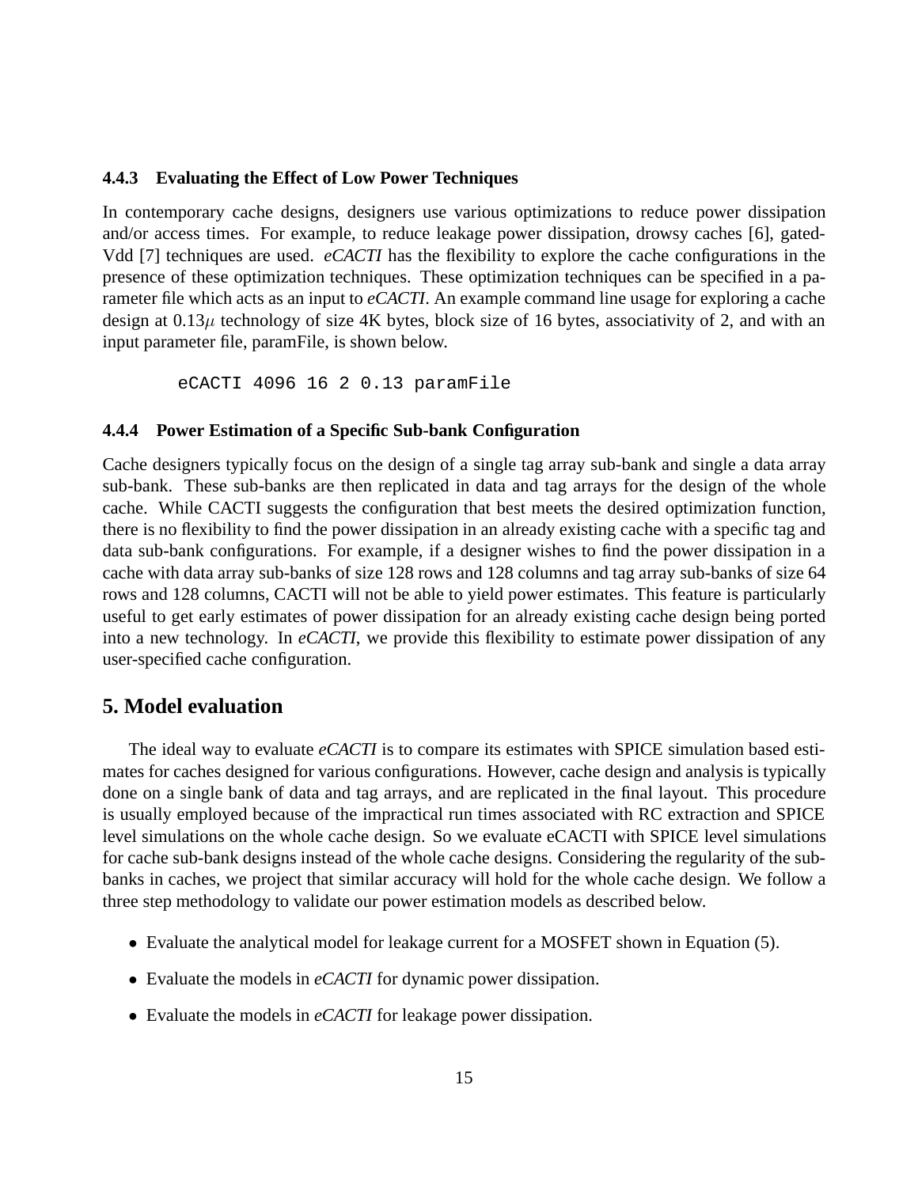### 4.4.3 Evaluating the Effect of Low Power Techniques

In contemporary cache designs, designers use various optimizations to reduce power dissipation and/or access times. For example, to reduce leakage power dissipation, drowsy caches [6], gated-Vdd [7] techniques are used. *eCACTI* has the flexibility to explore the cache configurations in the presence of these optimization techniques. These optimization techniques can be specified in a parameter file which acts as an input to *eCACTI*. An example command line usage for exploring a cache design at $0.13\mu$ technology of size 4K bytes, block size of 16 bytes, associativity of 2, and with an input parameter file, paramFile, is shown below.

```
eCACTI 4096 16 2 0.13 paramFile
```

### 4.4.4 Power Estimation of a Specific Sub-bank Configuration

Cache designers typically focus on the design of a single tag array sub-bank and single a data array sub-bank. These sub-banks are then replicated in data and tag arrays for the design of the whole cache. While CACTI suggests the configuration that best meets the desired optimization function, there is no flexibility to find the power dissipation in an already existing cache with a specific tag and data sub-bank configurations. For example, if a designer wishes to find the power dissipation in a cache with data array sub-banks of size 128 rows and 128 columns and tag array sub-banks of size 64 rows and 128 columns, CACTI will not be able to yield power estimates. This feature is particularly useful to get early estimates of power dissipation for an already existing cache design being ported into a new technology. In *eCACTI*, we provide this flexibility to estimate power dissipation of any user-specified cache configuration.

## 5. Model evaluation

The ideal way to evaluate *eCACTI* is to compare its estimates with SPICE simulation based estimates for caches designed for various configurations. However, cache design and analysis is typically done on a single bank of data and tag arrays, and are replicated in the final layout. This procedure is usually employed because of the impractical run times associated with RC extraction and SPICE level simulations on the whole cache design. So we evaluate eCACTI with SPICE level simulations for cache sub-bank designs instead of the whole cache designs. Considering the regularity of the sub-banks in caches, we project that similar accuracy will hold for the whole cache design. We follow a three step methodology to validate our power estimation models as described below.

- Evaluate the analytical model for leakage current for a MOSFET shown in Equation (5).
- Evaluate the models in *eCACTI* for dynamic power dissipation.
- Evaluate the models in *eCACTI* for leakage power dissipation.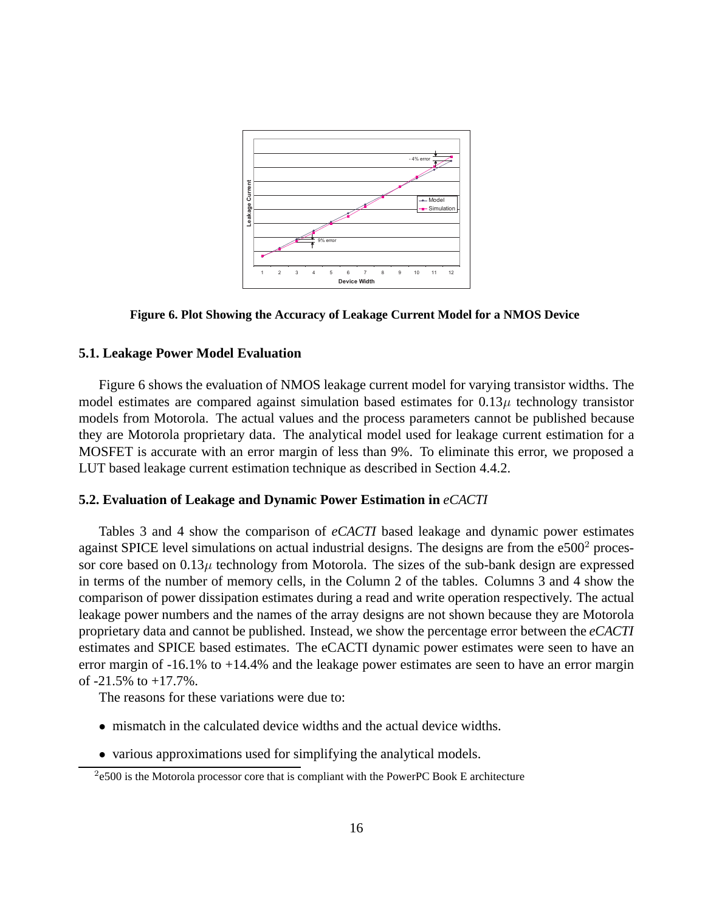Figure 6. Plot Showing the Accuracy of Leakage Current Model for a NMOS Device

### 5.1. Leakage Power Model Evaluation

Figure 6 shows the evaluation of NMOS leakage current model for varying transistor widths. The model estimates are compared against simulation based estimates for $0.13\mu$ technology transistor models from Motorola. The actual values and the process parameters cannot be published because they are Motorola proprietary data. The analytical model used for leakage current estimation for a MOSFET is accurate with an error margin of less than 9%. To eliminate this error, we proposed a LUT based leakage current estimation technique as described in Section 4.4.2.

### 5.2. Evaluation of Leakage and Dynamic Power Estimation in *eCACTI*

Tables 3 and 4 show the comparison of *eCACTI* based leakage and dynamic power estimates against SPICE level simulations on actual industrial designs. The designs are from the e500[2] processor core based on $0.13\mu$ technology from Motorola. The sizes of the sub-bank design are expressed in terms of the number of memory cells, in the Column 2 of the tables. Columns 3 and 4 show the comparison of power dissipation estimates during a read and write operation respectively. The actual leakage power numbers and the names of the array designs are not shown because they are Motorola proprietary data and cannot be published. Instead, we show the percentage error between the *eCACTI* estimates and SPICE based estimates. The eCACTI dynamic power estimates were seen to have an error margin of -16.1% to +14.4% and the leakage power estimates are seen to have an error margin of -21.5% to +17.7%.

The reasons for these variations were due to:

- mismatch in the calculated device widths and the actual device widths.
- various approximations used for simplifying the analytical models.

[2] e500 is the Motorola processor core that is compliant with the PowerPC Book E architecture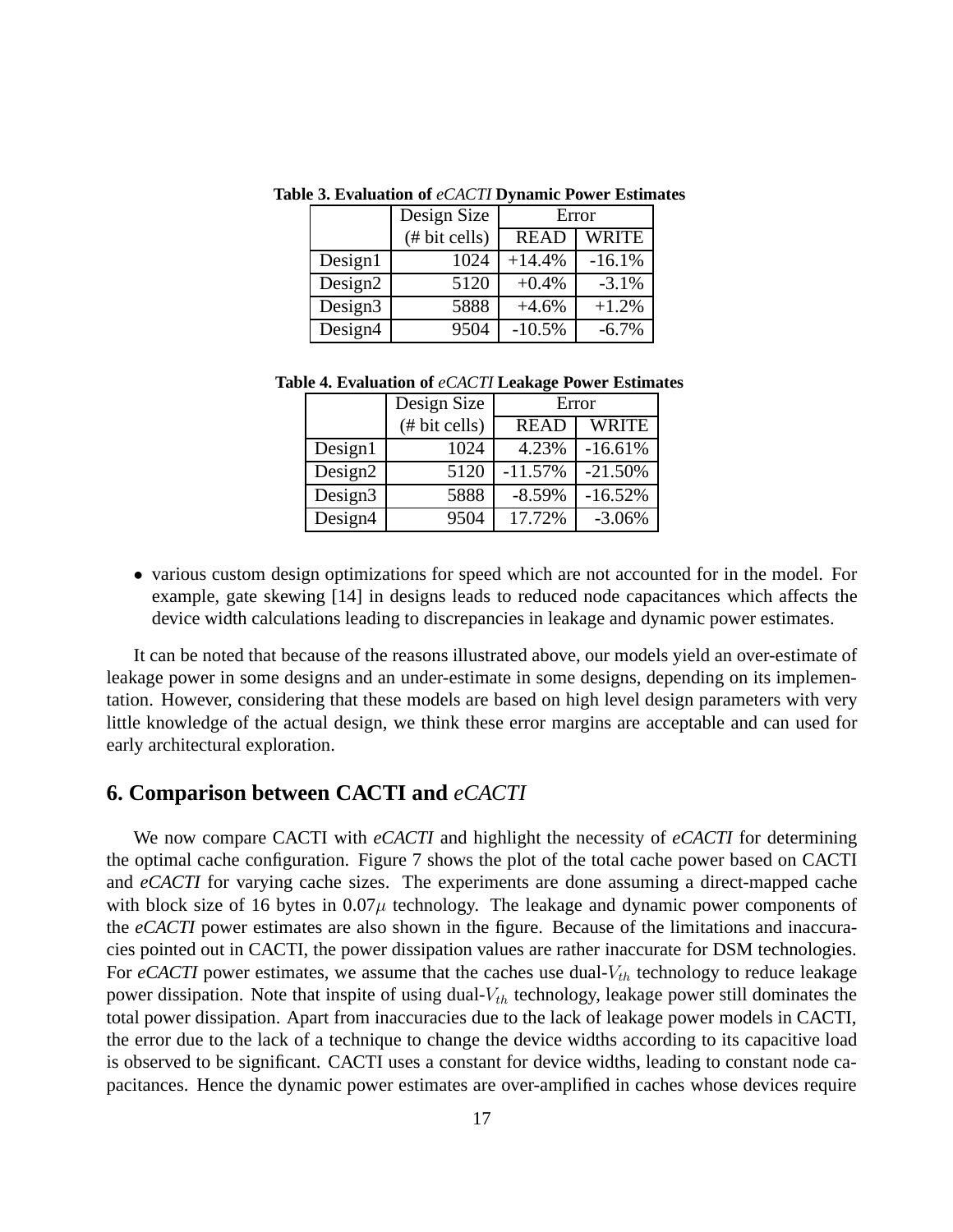**Table 3. Evaluation of *eCACTI* Dynamic Power Estimates**

| | Design Size | Error | |
|---|---|---|---|
| | (# bit cells) | READ | WRITE |
| Design1 | 1024 | +14.4% | -16.1% |
| Design2 | 5120 | +0.4% | -3.1% |
| Design3 | 5888 | +4.6% | +1.2% |
| Design4 | 9504 | -10.5% | -6.7% |

**Table 4. Evaluation of *eCACTI* Leakage Power Estimates**

| | Design Size | Error | |
|---|---|---|---|
| | (# bit cells) | READ | WRITE |
| Design1 | 1024 | 4.23% | -16.61% |
| Design2 | 5120 | -11.57% | -21.50% |
| Design3 | 5888 | -8.59% | -16.52% |
| Design4 | 9504 | 17.72% | -3.06% |

- various custom design optimizations for speed which are not accounted for in the model. For example, gate skewing [14] in designs leads to reduced node capacitances which affects the device width calculations leading to discrepancies in leakage and dynamic power estimates.

It can be noted that because of the reasons illustrated above, our models yield an over-estimate of leakage power in some designs and an under-estimate in some designs, depending on its implementation. However, considering that these models are based on high level design parameters with very little knowledge of the actual design, we think these error margins are acceptable and can used for early architectural exploration.

## 6. Comparison between CACTI and *eCACTI*

We now compare CACTI with *eCACTI* and highlight the necessity of *eCACTI* for determining the optimal cache configuration. Figure 7 shows the plot of the total cache power based on CACTI and *eCACTI* for varying cache sizes. The experiments are done assuming a direct-mapped cache with block size of 16 bytes in $0.07\mu$ technology. The leakage and dynamic power components of the *eCACTI* power estimates are also shown in the figure. Because of the limitations and inaccuracies pointed out in CACTI, the power dissipation values are rather inaccurate for DSM technologies. For *eCACTI* power estimates, we assume that the caches use dual-$V_{th}$ technology to reduce leakage power dissipation. Note that inspite of using dual-$V_{th}$ technology, leakage power still dominates the total power dissipation. Apart from inaccuracies due to the lack of leakage power models in CACTI, the error due to the lack of a technique to change the device widths according to its capacitive load is observed to be significant. CACTI uses a constant for device widths, leading to constant node capacitances. Hence the dynamic power estimates are over-amplified in caches whose devices require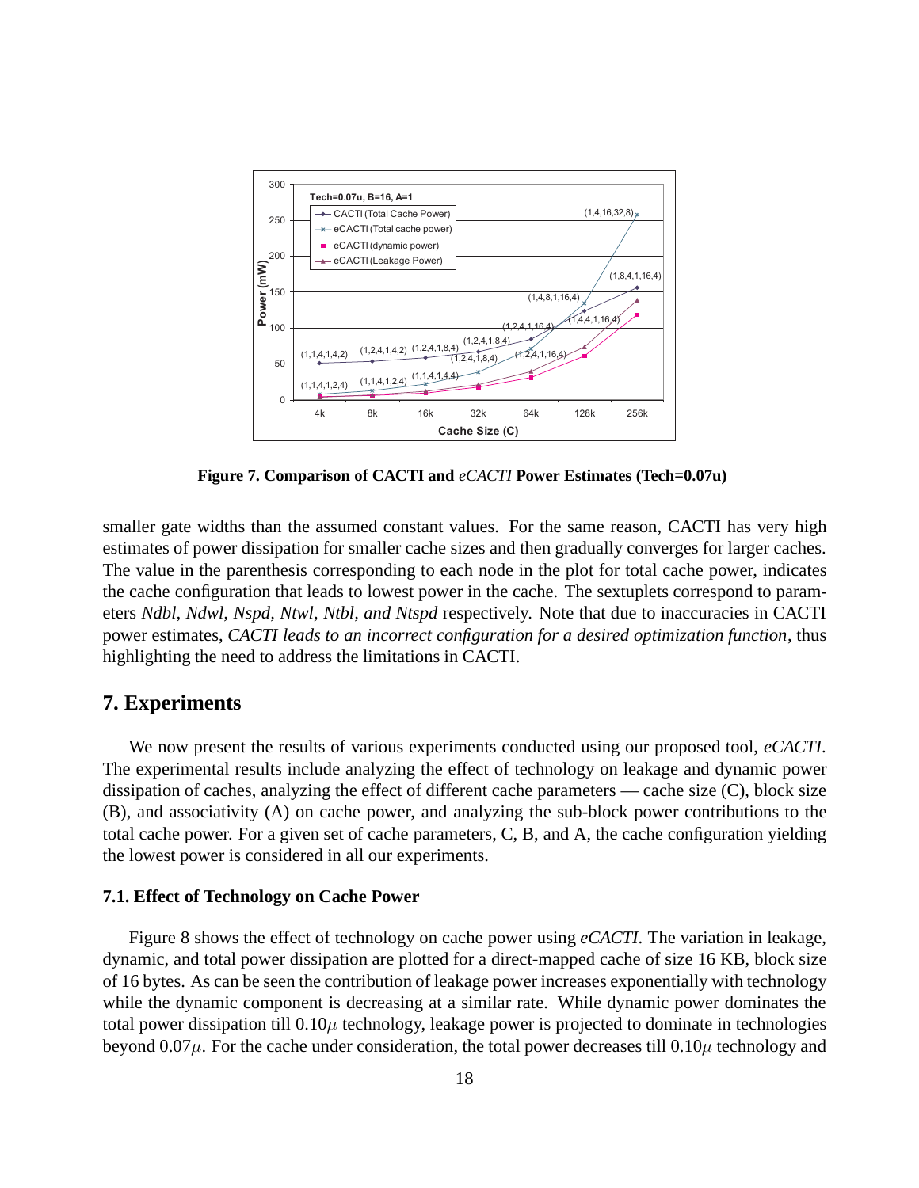**Figure 7. Comparison of CACTI and *eCACTI* Power Estimates (Tech=0.07u)**

smaller gate widths than the assumed constant values. For the same reason, CACTI has very high estimates of power dissipation for smaller cache sizes and then gradually converges for larger caches. The value in the parenthesis corresponding to each node in the plot for total cache power, indicates the cache configuration that leads to lowest power in the cache. The sextuplets correspond to parameters *Ndbl*, *Ndwl*, *Nspd*, *Ntwl*, *Ntbl*, *and Ntspd* respectively. Note that due to inaccuracies in CACTI power estimates, *CACTI leads to an incorrect configuration for a desired optimization function*, thus highlighting the need to address the limitations in CACTI.

## 7. Experiments

We now present the results of various experiments conducted using our proposed tool, *eCACTI*. The experimental results include analyzing the effect of technology on leakage and dynamic power dissipation of caches, analyzing the effect of different cache parameters — cache size (C), block size (B), and associativity (A) on cache power, and analyzing the sub-block power contributions to the total cache power. For a given set of cache parameters, C, B, and A, the cache configuration yielding the lowest power is considered in all our experiments.

### 7.1. Effect of Technology on Cache Power

Figure 8 shows the effect of technology on cache power using *eCACTI*. The variation in leakage, dynamic, and total power dissipation are plotted for a direct-mapped cache of size 16 KB, block size of 16 bytes. As can be seen the contribution of leakage power increases exponentially with technology while the dynamic component is decreasing at a similar rate. While dynamic power dominates the total power dissipation till $0.10\mu$ technology, leakage power is projected to dominate in technologies beyond $0.07\mu$. For the cache under consideration, the total power decreases till $0.10\mu$ technology and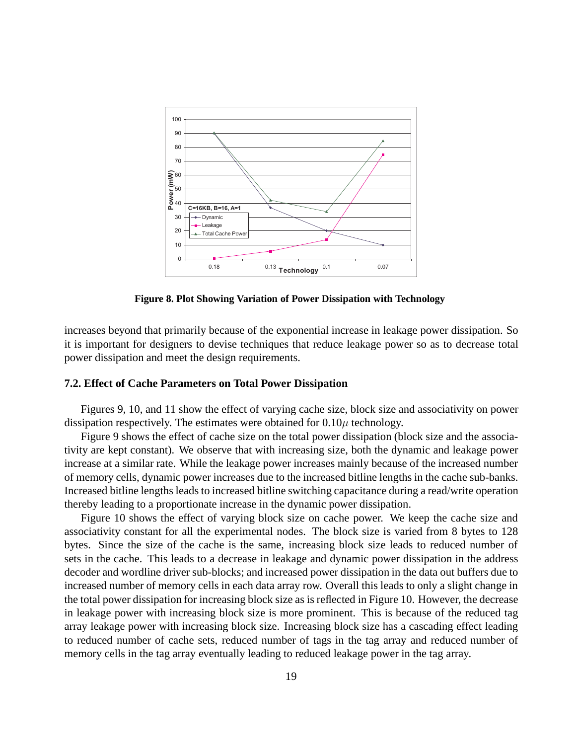**Figure 8. Plot Showing Variation of Power Dissipation with Technology**

increases beyond that primarily because of the exponential increase in leakage power dissipation. So it is important for designers to devise techniques that reduce leakage power so as to decrease total power dissipation and meet the design requirements.

### 7.2. Effect of Cache Parameters on Total Power Dissipation

Figures 9, 10, and 11 show the effect of varying cache size, block size and associativity on power dissipation respectively. The estimates were obtained for $0.10\mu$ technology.

Figure 9 shows the effect of cache size on the total power dissipation (block size and the associativity are kept constant). We observe that with increasing size, both the dynamic and leakage power increase at a similar rate. While the leakage power increases mainly because of the increased number of memory cells, dynamic power increases due to the increased bitline lengths in the cache sub-banks. Increased bitline lengths leads to increased bitline switching capacitance during a read/write operation thereby leading to a proportionate increase in the dynamic power dissipation.

Figure 10 shows the effect of varying block size on cache power. We keep the cache size and associativity constant for all the experimental nodes. The block size is varied from 8 bytes to 128 bytes. Since the size of the cache is the same, increasing block size leads to reduced number of sets in the cache. This leads to a decrease in leakage and dynamic power dissipation in the address decoder and wordline driver sub-blocks; and increased power dissipation in the data out buffers due to increased number of memory cells in each data array row. Overall this leads to only a slight change in the total power dissipation for increasing block size as is reflected in Figure 10. However, the decrease in leakage power with increasing block size is more prominent. This is because of the reduced tag array leakage power with increasing block size. Increasing block size has a cascading effect leading to reduced number of cache sets, reduced number of tags in the tag array and reduced number of memory cells in the tag array eventually leading to reduced leakage power in the tag array.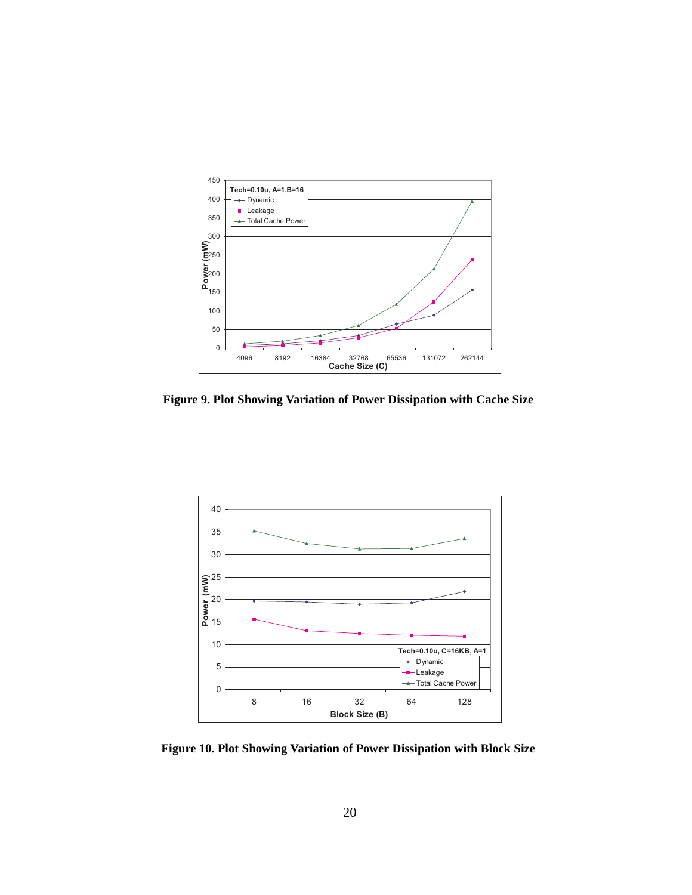**Figure 9. Plot Showing Variation of Power Dissipation with Cache Size**

**Figure 10. Plot Showing Variation of Power Dissipation with Block Size**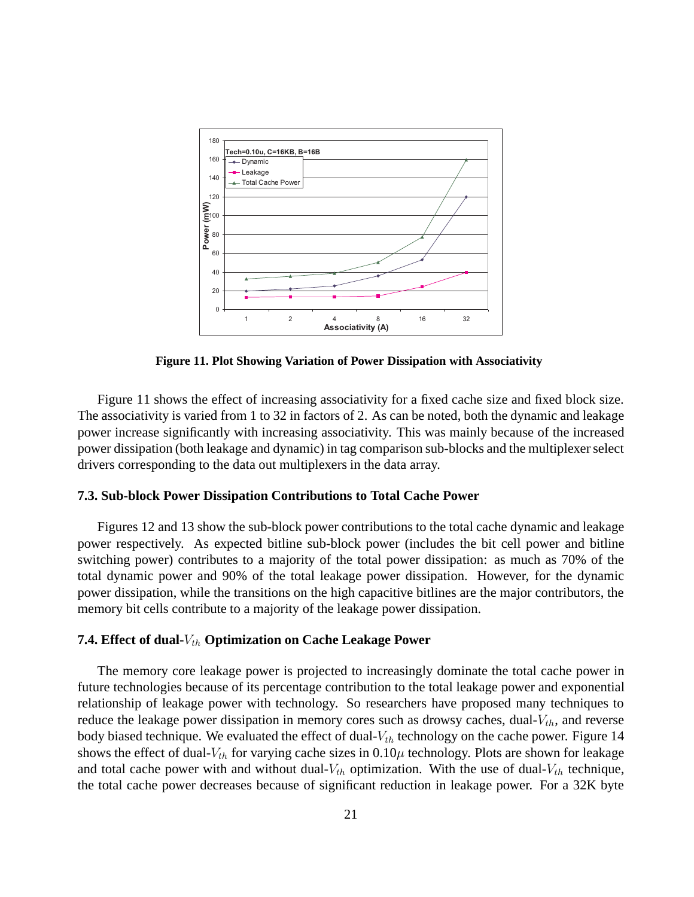**Figure 11. Plot Showing Variation of Power Dissipation with Associativity**

Figure 11 shows the effect of increasing associativity for a fixed cache size and fixed block size. The associativity is varied from 1 to 32 in factors of 2. As can be noted, both the dynamic and leakage power increase significantly with increasing associativity. This was mainly because of the increased power dissipation (both leakage and dynamic) in tag comparison sub-blocks and the multiplexer select drivers corresponding to the data out multiplexers in the data array.

### 7.3. Sub-block Power Dissipation Contributions to Total Cache Power

Figures 12 and 13 show the sub-block power contributions to the total cache dynamic and leakage power respectively. As expected bitline sub-block power (includes the bit cell power and bitline switching power) contributes to a majority of the total power dissipation: as much as 70% of the total dynamic power and 90% of the total leakage power dissipation. However, for the dynamic power dissipation, while the transitions on the high capacitive bitlines are the major contributors, the memory bit cells contribute to a majority of the leakage power dissipation.

### 7.4. Effect of dual-$V_{th}$ Optimization on Cache Leakage Power

The memory core leakage power is projected to increasingly dominate the total cache power in future technologies because of its percentage contribution to the total leakage power and exponential relationship of leakage power with technology. So researchers have proposed many techniques to reduce the leakage power dissipation in memory cores such as drowsy caches, dual-$V_{th}$, and reverse body biased technique. We evaluated the effect of dual-$V_{th}$ technology on the cache power. Figure 14 shows the effect of dual-$V_{th}$ for varying cache sizes in $0.10\mu$ technology. Plots are shown for leakage and total cache power with and without dual-$V_{th}$ optimization. With the use of dual-$V_{th}$ technique, the total cache power decreases because of significant reduction in leakage power. For a 32K byte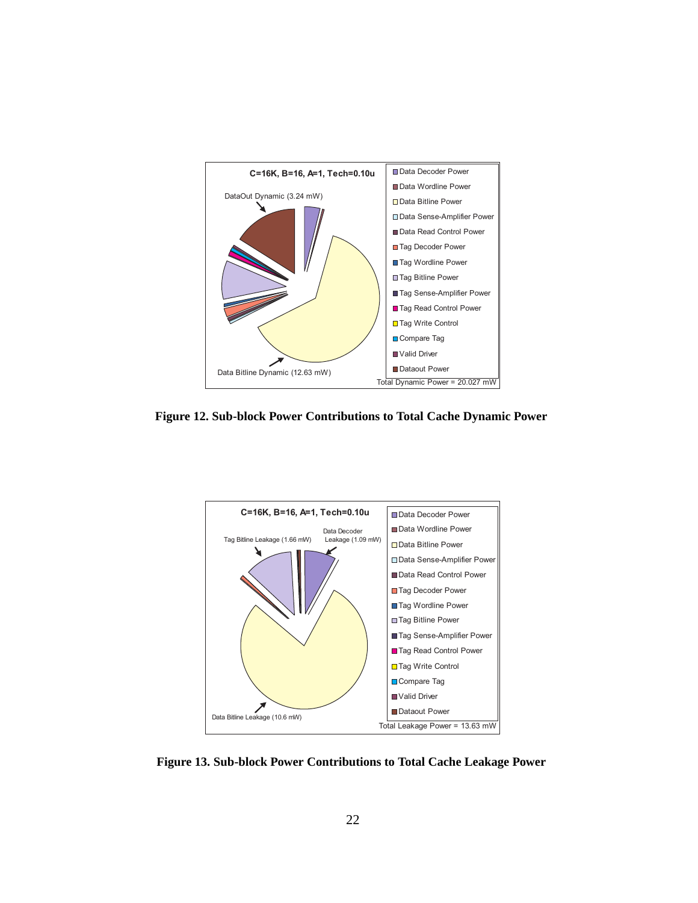C=16K, B=16, A=1, Tech=0.10u

DataOut Dynamic (3.24 mW)

Data Bitline Dynamic (12.63 mW)

- Data Decoder Power
- Data Wordline Power
- Data Bitline Power
- Data Sense-Amplifier Power
- Data Read Control Power
- Tag Decoder Power
- Tag Wordline Power
- Tag Bitline Power
- Tag Sense-Amplifier Power
- Tag Read Control Power
- Tag Write Control
- Compare Tag
- Valid Driver
- Dataout Power

Total Dynamic Power = 20.027 mW

**Figure 12. Sub-block Power Contributions to Total Cache Dynamic Power**

C=16K, B=16, A=1, Tech=0.10u

Tag Bitline Leakage (1.66 mW)

Data Decoder Leakage (1.09 mW)

Data Bitline Leakage (10.6 mW)

- Data Decoder Power
- Data Wordline Power
- Data Bitline Power
- Data Sense-Amplifier Power
- Data Read Control Power
- Tag Decoder Power
- Tag Wordline Power
- Tag Bitline Power
- Tag Sense-Amplifier Power
- Tag Read Control Power
- Tag Write Control
- Compare Tag
- Valid Driver
- Dataout Power

Total Leakage Power = 13.63 mW

**Figure 13. Sub-block Power Contributions to Total Cache Leakage Power**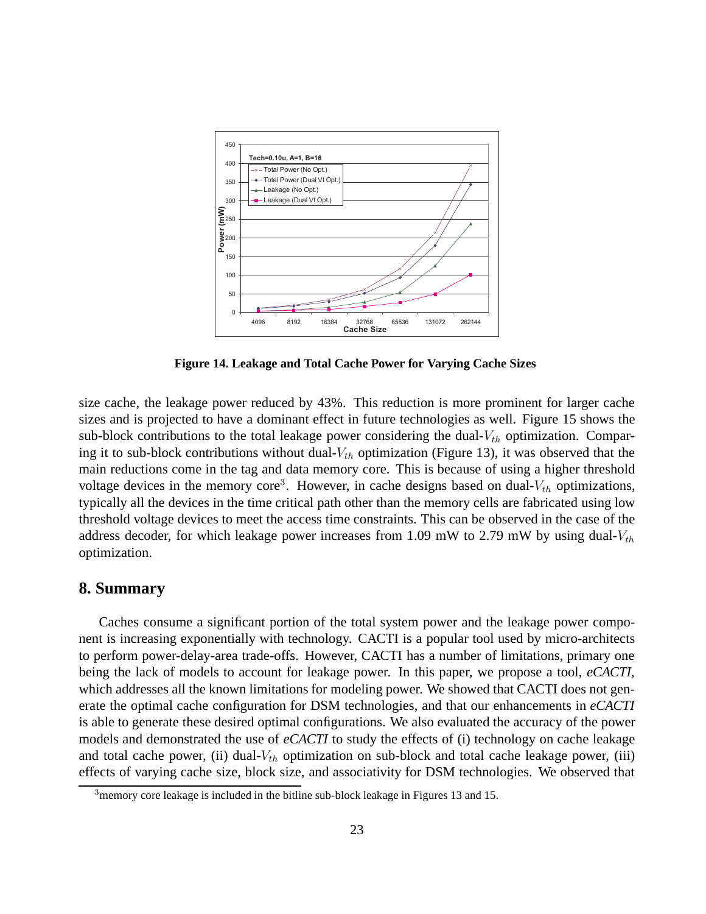Figure 14. Leakage and Total Cache Power for Varying Cache Sizes

size cache, the leakage power reduced by 43%. This reduction is more prominent for larger cache sizes and is projected to have a dominant effect in future technologies as well. Figure 15 shows the sub-block contributions to the total leakage power considering the dual-$V_{th}$ optimization. Comparing it to sub-block contributions without dual-$V_{th}$ optimization (Figure 13), it was observed that the main reductions come in the tag and data memory core. This is because of using a higher threshold voltage devices in the memory core[3]. However, in cache designs based on dual-$V_{th}$ optimizations, typically all the devices in the time critical path other than the memory cells are fabricated using low threshold voltage devices to meet the access time constraints. This can be observed in the case of the address decoder, for which leakage power increases from 1.09 mW to 2.79 mW by using dual-$V_{th}$ optimization.

## 8. Summary

Caches consume a significant portion of the total system power and the leakage power component is increasing exponentially with technology. CACTI is a popular tool used by micro-architects to perform power-delay-area trade-offs. However, CACTI has a number of limitations, primary one being the lack of models to account for leakage power. In this paper, we propose a tool, *eCACTI*, which addresses all the known limitations for modeling power. We showed that CACTI does not generate the optimal cache configuration for DSM technologies, and that our enhancements in *eCACTI* is able to generate these desired optimal configurations. We also evaluated the accuracy of the power models and demonstrated the use of *eCACTI* to study the effects of (i) technology on cache leakage and total cache power, (ii) dual-$V_{th}$ optimization on sub-block and total cache leakage power, (iii) effects of varying cache size, block size, and associativity for DSM technologies. We observed that

[3] memory core leakage is included in the bitline sub-block leakage in Figures 13 and 15.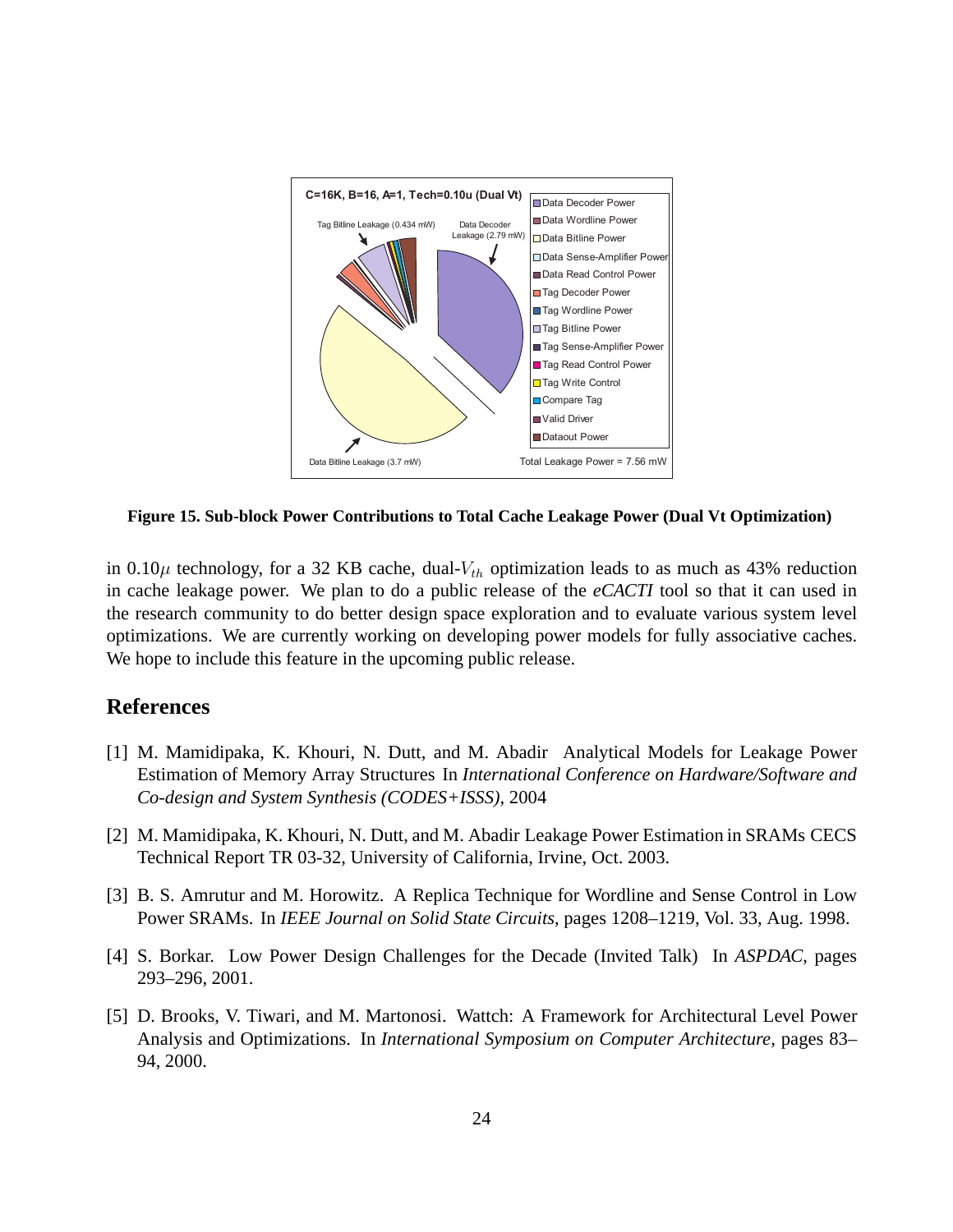**Figure 15. Sub-block Power Contributions to Total Cache Leakage Power (Dual Vt Optimization)**

in 0.10$\mu$ technology, for a 32 KB cache, dual-$V_{th}$ optimization leads to as much as 43% reduction in cache leakage power. We plan to do a public release of the *eCACTI* tool so that it can used in the research community to do better design space exploration and to evaluate various system level optimizations. We are currently working on developing power models for fully associative caches. We hope to include this feature in the upcoming public release.

## References

[1] M. Mamidipaka, K. Khouri, N. Dutt, and M. Abadir Analytical Models for Leakage Power Estimation of Memory Array Structures In *International Conference on Hardware/Software and Co-design and System Synthesis (CODES+ISSS)*, 2004

[2] M. Mamidipaka, K. Khouri, N. Dutt, and M. Abadir Leakage Power Estimation in SRAMs CECS Technical Report TR 03-32, University of California, Irvine, Oct. 2003.

[3] B. S. Amrutur and M. Horowitz. A Replica Technique for Wordline and Sense Control in Low Power SRAMs. In *IEEE Journal on Solid State Circuits*, pages 1208–1219, Vol. 33, Aug. 1998.

[4] S. Borkar. Low Power Design Challenges for the Decade (Invited Talk) In *ASPDAC*, pages 293–296, 2001.

[5] D. Brooks, V. Tiwari, and M. Martonosi. Wattch: A Framework for Architectural Level Power Analysis and Optimizations. In *International Symposium on Computer Architecture*, pages 83–94, 2000.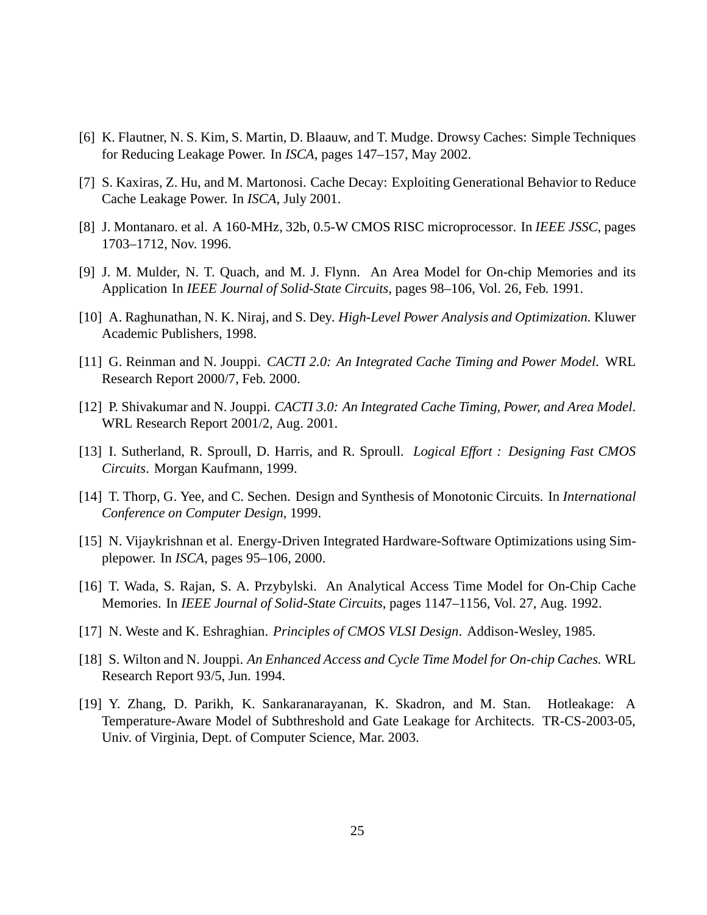[6] K. Flautner, N. S. Kim, S. Martin, D. Blaauw, and T. Mudge. Drowsy Caches: Simple Techniques for Reducing Leakage Power. In *ISCA*, pages 147–157, May 2002.

[7] S. Kaxiras, Z. Hu, and M. Martonosi. Cache Decay: Exploiting Generational Behavior to Reduce Cache Leakage Power. In *ISCA*, July 2001.

[8] J. Montanaro. et al. A 160-MHz, 32b, 0.5-W CMOS RISC microprocessor. In *IEEE JSSC*, pages 1703–1712, Nov. 1996.

[9] J. M. Mulder, N. T. Quach, and M. J. Flynn. An Area Model for On-chip Memories and its Application In *IEEE Journal of Solid-State Circuits*, pages 98–106, Vol. 26, Feb. 1991.

[10] A. Raghunathan, N. K. Niraj, and S. Dey. *High-Level Power Analysis and Optimization*. Kluwer Academic Publishers, 1998.

[11] G. Reinman and N. Jouppi. *CACTI 2.0: An Integrated Cache Timing and Power Model*. WRL Research Report 2000/7, Feb. 2000.

[12] P. Shivakumar and N. Jouppi. *CACTI 3.0: An Integrated Cache Timing, Power, and Area Model*. WRL Research Report 2001/2, Aug. 2001.

[13] I. Sutherland, R. Sproull, D. Harris, and R. Sproull. *Logical Effort : Designing Fast CMOS Circuits*. Morgan Kaufmann, 1999.

[14] T. Thorp, G. Yee, and C. Sechen. Design and Synthesis of Monotonic Circuits. In *International Conference on Computer Design*, 1999.

[15] N. Vijaykrishnan et al. Energy-Driven Integrated Hardware-Software Optimizations using Simplepower. In *ISCA*, pages 95–106, 2000.

[16] T. Wada, S. Rajan, S. A. Przybylski. An Analytical Access Time Model for On-Chip Cache Memories. In *IEEE Journal of Solid-State Circuits*, pages 1147–1156, Vol. 27, Aug. 1992.

[17] N. Weste and K. Eshraghian. *Principles of CMOS VLSI Design*. Addison-Wesley, 1985.

[18] S. Wilton and N. Jouppi. *An Enhanced Access and Cycle Time Model for On-chip Caches.* WRL Research Report 93/5, Jun. 1994.

[19] Y. Zhang, D. Parikh, K. Sankaranarayanan, K. Skadron, and M. Stan. Hotleakage: A Temperature-Aware Model of Subthreshold and Gate Leakage for Architects. TR-CS-2003-05, Univ. of Virginia, Dept. of Computer Science, Mar. 2003.